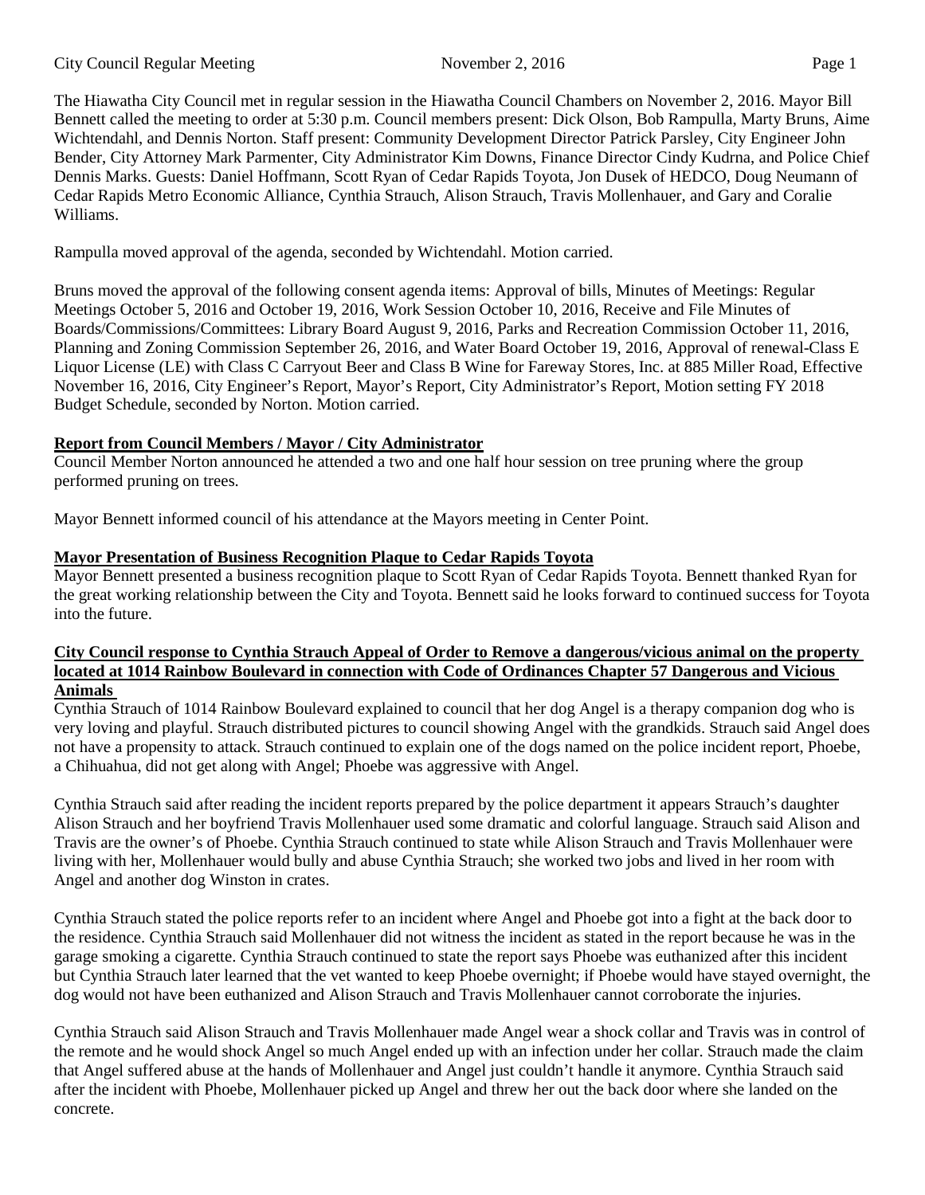The Hiawatha City Council met in regular session in the Hiawatha Council Chambers on November 2, 2016. Mayor Bill Bennett called the meeting to order at 5:30 p.m. Council members present: Dick Olson, Bob Rampulla, Marty Bruns, Aime Wichtendahl, and Dennis Norton. Staff present: Community Development Director Patrick Parsley, City Engineer John Bender, City Attorney Mark Parmenter, City Administrator Kim Downs, Finance Director Cindy Kudrna, and Police Chief Dennis Marks. Guests: Daniel Hoffmann, Scott Ryan of Cedar Rapids Toyota, Jon Dusek of HEDCO, Doug Neumann of Cedar Rapids Metro Economic Alliance, Cynthia Strauch, Alison Strauch, Travis Mollenhauer, and Gary and Coralie Williams.

Rampulla moved approval of the agenda, seconded by Wichtendahl. Motion carried.

Bruns moved the approval of the following consent agenda items: Approval of bills, Minutes of Meetings: Regular Meetings October 5, 2016 and October 19, 2016, Work Session October 10, 2016, Receive and File Minutes of Boards/Commissions/Committees: Library Board August 9, 2016, Parks and Recreation Commission October 11, 2016, Planning and Zoning Commission September 26, 2016, and Water Board October 19, 2016, Approval of renewal-Class E Liquor License (LE) with Class C Carryout Beer and Class B Wine for Fareway Stores, Inc. at 885 Miller Road, Effective November 16, 2016, City Engineer's Report, Mayor's Report, City Administrator's Report, Motion setting FY 2018 Budget Schedule, seconded by Norton. Motion carried.

**Report from Council Members / Mayor / City Administrator**

Council Member Norton announced he attended a two and one half hour session on tree pruning where the group performed pruning on trees.

Mayor Bennett informed council of his attendance at the Mayors meeting in Center Point.

**Mayor Presentation of Business Recognition Plaque to Cedar Rapids Toyota**

Mayor Bennett presented a business recognition plaque to Scott Ryan of Cedar Rapids Toyota. Bennett thanked Ryan for the great working relationship between the City and Toyota. Bennett said he looks forward to continued success for Toyota into the future.

**City Council response to Cynthia Strauch Appeal of Order to Remove a dangerous/vicious animal on the property located at 1014 Rainbow Boulevard in connection with Code of Ordinances Chapter 57 Dangerous and Vicious Animals**

Cynthia Strauch of 1014 Rainbow Boulevard explained to council that her dog Angel is a therapy companion dog who is very loving and playful. Strauch distributed pictures to council showing Angel with the grandkids. Strauch said Angel does not have a propensity to attack. Strauch continued to explain one of the dogs named on the police incident report, Phoebe, a Chihuahua, did not get along with Angel; Phoebe was aggressive with Angel.

Cynthia Strauch said after reading the incident reports prepared by the police department it appears Strauch's daughter Alison Strauch and her boyfriend Travis Mollenhauer used some dramatic and colorful language. Strauch said Alison and Travis are the owner's of Phoebe. Cynthia Strauch continued to state while Alison Strauch and Travis Mollenhauer were living with her, Mollenhauer would bully and abuse Cynthia Strauch; she worked two jobs and lived in her room with Angel and another dog Winston in crates.

Cynthia Strauch stated the police reports refer to an incident where Angel and Phoebe got into a fight at the back door to the residence. Cynthia Strauch said Mollenhauer did not witness the incident as stated in the report because he was in the garage smoking a cigarette. Cynthia Strauch continued to state the report says Phoebe was euthanized after this incident but Cynthia Strauch later learned that the vet wanted to keep Phoebe overnight; if Phoebe would have stayed overnight, the dog would not have been euthanized and Alison Strauch and Travis Mollenhauer cannot corroborate the injuries.

Cynthia Strauch said Alison Strauch and Travis Mollenhauer made Angel wear a shock collar and Travis was in control of the remote and he would shock Angel so much Angel ended up with an infection under her collar. Strauch made the claim that Angel suffered abuse at the hands of Mollenhauer and Angel just couldn't handle it anymore. Cynthia Strauch said after the incident with Phoebe, Mollenhauer picked up Angel and threw her out the back door where she landed on the concrete.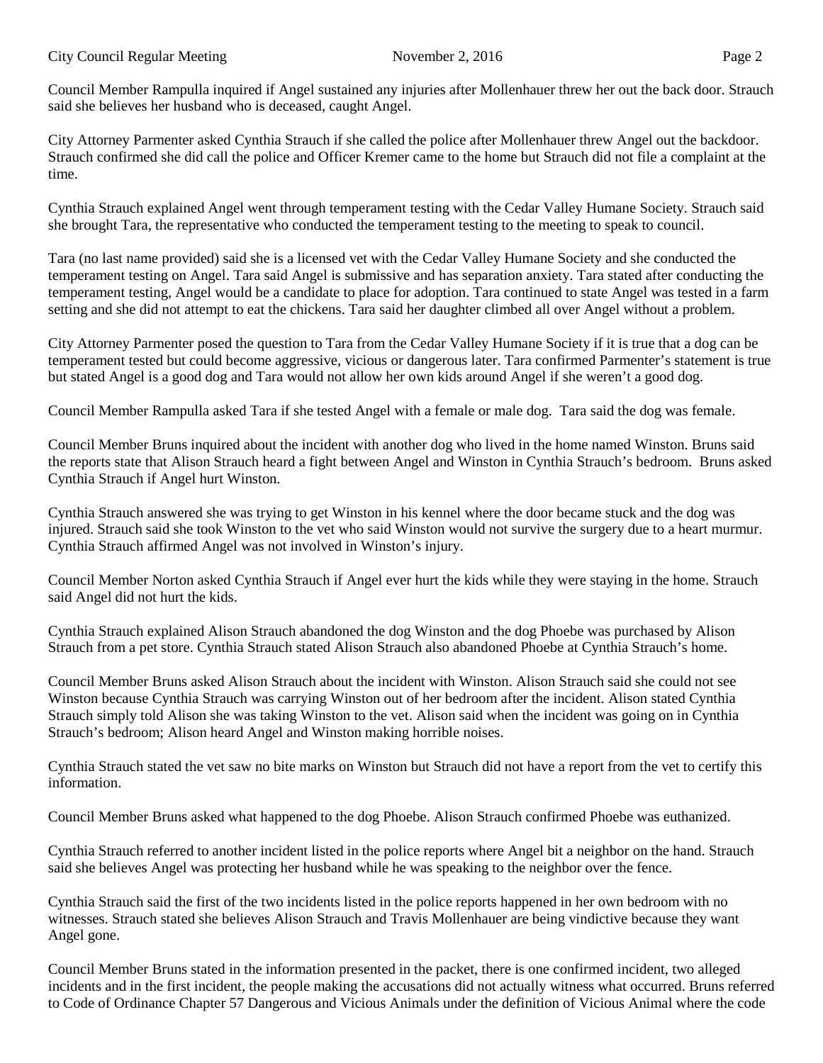Council Member Rampulla inquired if Angel sustained any injuries after Mollenhauer threw her out the back door. Strauch said she believes her husband who is deceased, caught Angel.

City Attorney Parmenter asked Cynthia Strauch if she called the police after Mollenhauer threw Angel out the backdoor. Strauch confirmed she did call the police and Officer Kremer came to the home but Strauch did not file a complaint at the time.

Cynthia Strauch explained Angel went through temperament testing with the Cedar Valley Humane Society. Strauch said she brought Tara, the representative who conducted the temperament testing to the meeting to speak to council.

Tara (no last name provided) said she is a licensed vet with the Cedar Valley Humane Society and she conducted the temperament testing on Angel. Tara said Angel is submissive and has separation anxiety. Tara stated after conducting the temperament testing, Angel would be a candidate to place for adoption. Tara continued to state Angel was tested in a farm setting and she did not attempt to eat the chickens. Tara said her daughter climbed all over Angel without a problem.

City Attorney Parmenter posed the question to Tara from the Cedar Valley Humane Society if it is true that a dog can be temperament tested but could become aggressive, vicious or dangerous later. Tara confirmed Parmenter's statement is true but stated Angel is a good dog and Tara would not allow her own kids around Angel if she weren't a good dog.

Council Member Rampulla asked Tara if she tested Angel with a female or male dog. Tara said the dog was female.

Council Member Bruns inquired about the incident with another dog who lived in the home named Winston. Bruns said the reports state that Alison Strauch heard a fight between Angel and Winston in Cynthia Strauch's bedroom. Bruns asked Cynthia Strauch if Angel hurt Winston.

Cynthia Strauch answered she was trying to get Winston in his kennel where the door became stuck and the dog was injured. Strauch said she took Winston to the vet who said Winston would not survive the surgery due to a heart murmur. Cynthia Strauch affirmed Angel was not involved in Winston's injury.

Council Member Norton asked Cynthia Strauch if Angel ever hurt the kids while they were staying in the home. Strauch said Angel did not hurt the kids.

Cynthia Strauch explained Alison Strauch abandoned the dog Winston and the dog Phoebe was purchased by Alison Strauch from a pet store. Cynthia Strauch stated Alison Strauch also abandoned Phoebe at Cynthia Strauch's home.

Council Member Bruns asked Alison Strauch about the incident with Winston. Alison Strauch said she could not see Winston because Cynthia Strauch was carrying Winston out of her bedroom after the incident. Alison stated Cynthia Strauch simply told Alison she was taking Winston to the vet. Alison said when the incident was going on in Cynthia Strauch's bedroom; Alison heard Angel and Winston making horrible noises.

Cynthia Strauch stated the vet saw no bite marks on Winston but Strauch did not have a report from the vet to certify this information.

Council Member Bruns asked what happened to the dog Phoebe. Alison Strauch confirmed Phoebe was euthanized.

Cynthia Strauch referred to another incident listed in the police reports where Angel bit a neighbor on the hand. Strauch said she believes Angel was protecting her husband while he was speaking to the neighbor over the fence.

Cynthia Strauch said the first of the two incidents listed in the police reports happened in her own bedroom with no witnesses. Strauch stated she believes Alison Strauch and Travis Mollenhauer are being vindictive because they want Angel gone.

Council Member Bruns stated in the information presented in the packet, there is one confirmed incident, two alleged incidents and in the first incident, the people making the accusations did not actually witness what occurred. Bruns referred to Code of Ordinance Chapter 57 Dangerous and Vicious Animals under the definition of Vicious Animal where the code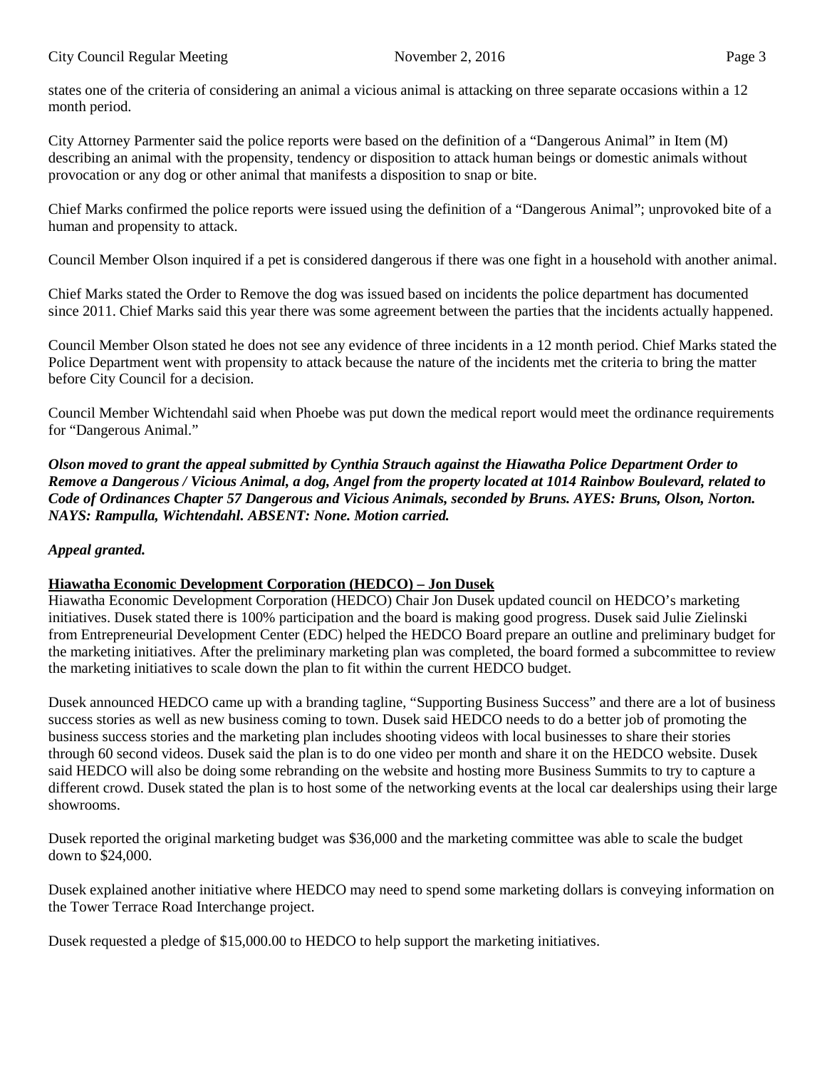states one of the criteria of considering an animal a vicious animal is attacking on three separate occasions within a 12 month period.

City Attorney Parmenter said the police reports were based on the definition of a "Dangerous Animal" in Item (M) describing an animal with the propensity, tendency or disposition to attack human beings or domestic animals without provocation or any dog or other animal that manifests a disposition to snap or bite.

Chief Marks confirmed the police reports were issued using the definition of a "Dangerous Animal"; unprovoked bite of a human and propensity to attack.

Council Member Olson inquired if a pet is considered dangerous if there was one fight in a household with another animal.

Chief Marks stated the Order to Remove the dog was issued based on incidents the police department has documented since 2011. Chief Marks said this year there was some agreement between the parties that the incidents actually happened.

Council Member Olson stated he does not see any evidence of three incidents in a 12 month period. Chief Marks stated the Police Department went with propensity to attack because the nature of the incidents met the criteria to bring the matter before City Council for a decision.

Council Member Wichtendahl said when Phoebe was put down the medical report would meet the ordinance requirements for "Dangerous Animal."

***Olson moved to grant the appeal submitted by Cynthia Strauch against the Hiawatha Police Department Order to Remove a Dangerous / Vicious Animal, a dog, Angel from the property located at 1014 Rainbow Boulevard, related to Code of Ordinances Chapter 57 Dangerous and Vicious Animals, seconded by Bruns. AYES: Bruns, Olson, Norton. NAYS: Rampulla, Wichtendahl. ABSENT: None. Motion carried.***

***Appeal granted.***

**Hiawatha Economic Development Corporation (HEDCO) – Jon Dusek**

Hiawatha Economic Development Corporation (HEDCO) Chair Jon Dusek updated council on HEDCO's marketing initiatives. Dusek stated there is 100% participation and the board is making good progress. Dusek said Julie Zielinski from Entrepreneurial Development Center (EDC) helped the HEDCO Board prepare an outline and preliminary budget for the marketing initiatives. After the preliminary marketing plan was completed, the board formed a subcommittee to review the marketing initiatives to scale down the plan to fit within the current HEDCO budget.

Dusek announced HEDCO came up with a branding tagline, "Supporting Business Success" and there are a lot of business success stories as well as new business coming to town. Dusek said HEDCO needs to do a better job of promoting the business success stories and the marketing plan includes shooting videos with local businesses to share their stories through 60 second videos. Dusek said the plan is to do one video per month and share it on the HEDCO website. Dusek said HEDCO will also be doing some rebranding on the website and hosting more Business Summits to try to capture a different crowd. Dusek stated the plan is to host some of the networking events at the local car dealerships using their large showrooms.

Dusek reported the original marketing budget was $36,000 and the marketing committee was able to scale the budget down to $24,000.

Dusek explained another initiative where HEDCO may need to spend some marketing dollars is conveying information on the Tower Terrace Road Interchange project.

Dusek requested a pledge of $15,000.00 to HEDCO to help support the marketing initiatives.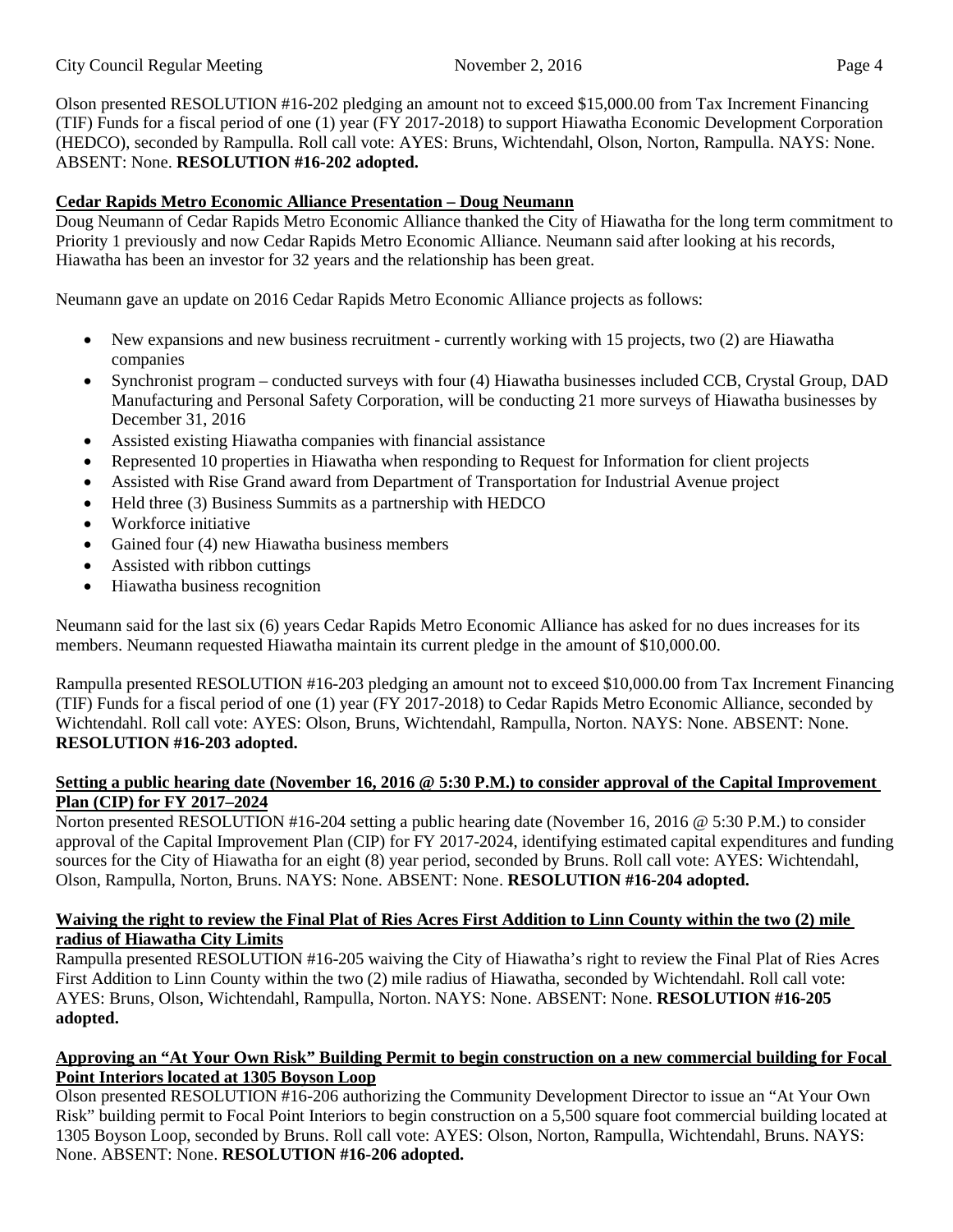Olson presented RESOLUTION #16-202 pledging an amount not to exceed $15,000.00 from Tax Increment Financing (TIF) Funds for a fiscal period of one (1) year (FY 2017-2018) to support Hiawatha Economic Development Corporation (HEDCO), seconded by Rampulla. Roll call vote: AYES: Bruns, Wichtendahl, Olson, Norton, Rampulla. NAYS: None. ABSENT: None. **RESOLUTION #16-202 adopted.**

**Cedar Rapids Metro Economic Alliance Presentation – Doug Neumann**

Doug Neumann of Cedar Rapids Metro Economic Alliance thanked the City of Hiawatha for the long term commitment to Priority 1 previously and now Cedar Rapids Metro Economic Alliance. Neumann said after looking at his records, Hiawatha has been an investor for 32 years and the relationship has been great.

Neumann gave an update on 2016 Cedar Rapids Metro Economic Alliance projects as follows:

- New expansions and new business recruitment - currently working with 15 projects, two (2) are Hiawatha companies
- Synchronist program – conducted surveys with four (4) Hiawatha businesses included CCB, Crystal Group, DAD Manufacturing and Personal Safety Corporation, will be conducting 21 more surveys of Hiawatha businesses by December 31, 2016
- Assisted existing Hiawatha companies with financial assistance
- Represented 10 properties in Hiawatha when responding to Request for Information for client projects
- Assisted with Rise Grand award from Department of Transportation for Industrial Avenue project
- Held three (3) Business Summits as a partnership with HEDCO
- Workforce initiative
- Gained four (4) new Hiawatha business members
- Assisted with ribbon cuttings
- Hiawatha business recognition

Neumann said for the last six (6) years Cedar Rapids Metro Economic Alliance has asked for no dues increases for its members. Neumann requested Hiawatha maintain its current pledge in the amount of $10,000.00.

Rampulla presented RESOLUTION #16-203 pledging an amount not to exceed $10,000.00 from Tax Increment Financing (TIF) Funds for a fiscal period of one (1) year (FY 2017-2018) to Cedar Rapids Metro Economic Alliance, seconded by Wichtendahl. Roll call vote: AYES: Olson, Bruns, Wichtendahl, Rampulla, Norton. NAYS: None. ABSENT: None. **RESOLUTION #16-203 adopted.**

**Setting a public hearing date (November 16, 2016 @ 5:30 P.M.) to consider approval of the Capital Improvement Plan (CIP) for FY 2017–2024**

Norton presented RESOLUTION #16-204 setting a public hearing date (November 16, 2016 @ 5:30 P.M.) to consider approval of the Capital Improvement Plan (CIP) for FY 2017-2024, identifying estimated capital expenditures and funding sources for the City of Hiawatha for an eight (8) year period, seconded by Bruns. Roll call vote: AYES: Wichtendahl, Olson, Rampulla, Norton, Bruns. NAYS: None. ABSENT: None. **RESOLUTION #16-204 adopted.**

**Waiving the right to review the Final Plat of Ries Acres First Addition to Linn County within the two (2) mile radius of Hiawatha City Limits**

Rampulla presented RESOLUTION #16-205 waiving the City of Hiawatha's right to review the Final Plat of Ries Acres First Addition to Linn County within the two (2) mile radius of Hiawatha, seconded by Wichtendahl. Roll call vote: AYES: Bruns, Olson, Wichtendahl, Rampulla, Norton. NAYS: None. ABSENT: None. **RESOLUTION #16-205 adopted.**

**Approving an "At Your Own Risk" Building Permit to begin construction on a new commercial building for Focal Point Interiors located at 1305 Boyson Loop**

Olson presented RESOLUTION #16-206 authorizing the Community Development Director to issue an "At Your Own Risk" building permit to Focal Point Interiors to begin construction on a 5,500 square foot commercial building located at 1305 Boyson Loop, seconded by Bruns. Roll call vote: AYES: Olson, Norton, Rampulla, Wichtendahl, Bruns. NAYS: None. ABSENT: None. **RESOLUTION #16-206 adopted.**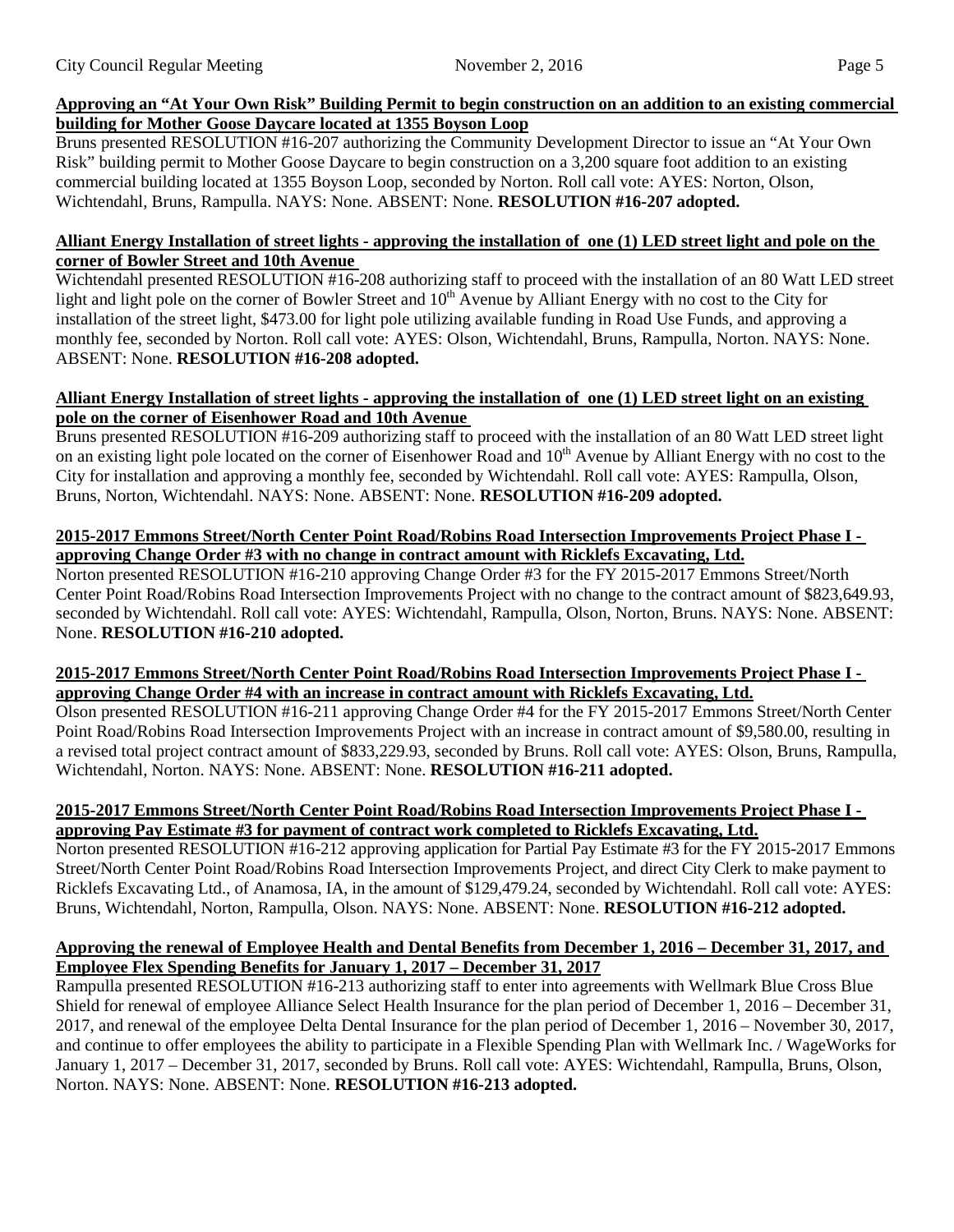**Approving an "At Your Own Risk" Building Permit to begin construction on an addition to an existing commercial building for Mother Goose Daycare located at 1355 Boyson Loop**

Bruns presented RESOLUTION #16-207 authorizing the Community Development Director to issue an "At Your Own Risk" building permit to Mother Goose Daycare to begin construction on a 3,200 square foot addition to an existing commercial building located at 1355 Boyson Loop, seconded by Norton. Roll call vote: AYES: Norton, Olson, Wichtendahl, Bruns, Rampulla. NAYS: None. ABSENT: None. **RESOLUTION #16-207 adopted.**

**Alliant Energy Installation of street lights - approving the installation of one (1) LED street light and pole on the corner of Bowler Street and 10th Avenue**

Wichtendahl presented RESOLUTION #16-208 authorizing staff to proceed with the installation of an 80 Watt LED street light and light pole on the corner of Bowler Street and 10th Avenue by Alliant Energy with no cost to the City for installation of the street light, $473.00 for light pole utilizing available funding in Road Use Funds, and approving a monthly fee, seconded by Norton. Roll call vote: AYES: Olson, Wichtendahl, Bruns, Rampulla, Norton. NAYS: None. ABSENT: None. **RESOLUTION #16-208 adopted.**

**Alliant Energy Installation of street lights - approving the installation of one (1) LED street light on an existing pole on the corner of Eisenhower Road and 10th Avenue**

Bruns presented RESOLUTION #16-209 authorizing staff to proceed with the installation of an 80 Watt LED street light on an existing light pole located on the corner of Eisenhower Road and 10th Avenue by Alliant Energy with no cost to the City for installation and approving a monthly fee, seconded by Wichtendahl. Roll call vote: AYES: Rampulla, Olson, Bruns, Norton, Wichtendahl. NAYS: None. ABSENT: None. **RESOLUTION #16-209 adopted.**

**2015-2017 Emmons Street/North Center Point Road/Robins Road Intersection Improvements Project Phase I - approving Change Order #3 with no change in contract amount with Ricklefs Excavating, Ltd.**

Norton presented RESOLUTION #16-210 approving Change Order #3 for the FY 2015-2017 Emmons Street/North Center Point Road/Robins Road Intersection Improvements Project with no change to the contract amount of $823,649.93, seconded by Wichtendahl. Roll call vote: AYES: Wichtendahl, Rampulla, Olson, Norton, Bruns. NAYS: None. ABSENT: None. **RESOLUTION #16-210 adopted.**

**2015-2017 Emmons Street/North Center Point Road/Robins Road Intersection Improvements Project Phase I - approving Change Order #4 with an increase in contract amount with Ricklefs Excavating, Ltd.**

Olson presented RESOLUTION #16-211 approving Change Order #4 for the FY 2015-2017 Emmons Street/North Center Point Road/Robins Road Intersection Improvements Project with an increase in contract amount of $9,580.00, resulting in a revised total project contract amount of $833,229.93, seconded by Bruns. Roll call vote: AYES: Olson, Bruns, Rampulla, Wichtendahl, Norton. NAYS: None. ABSENT: None. **RESOLUTION #16-211 adopted.**

**2015-2017 Emmons Street/North Center Point Road/Robins Road Intersection Improvements Project Phase I - approving Pay Estimate #3 for payment of contract work completed to Ricklefs Excavating, Ltd.**

Norton presented RESOLUTION #16-212 approving application for Partial Pay Estimate #3 for the FY 2015-2017 Emmons Street/North Center Point Road/Robins Road Intersection Improvements Project, and direct City Clerk to make payment to Ricklefs Excavating Ltd., of Anamosa, IA, in the amount of $129,479.24, seconded by Wichtendahl. Roll call vote: AYES: Bruns, Wichtendahl, Norton, Rampulla, Olson. NAYS: None. ABSENT: None. **RESOLUTION #16-212 adopted.**

**Approving the renewal of Employee Health and Dental Benefits from December 1, 2016 – December 31, 2017, and Employee Flex Spending Benefits for January 1, 2017 – December 31, 2017**

Rampulla presented RESOLUTION #16-213 authorizing staff to enter into agreements with Wellmark Blue Cross Blue Shield for renewal of employee Alliance Select Health Insurance for the plan period of December 1, 2016 – December 31, 2017, and renewal of the employee Delta Dental Insurance for the plan period of December 1, 2016 – November 30, 2017, and continue to offer employees the ability to participate in a Flexible Spending Plan with Wellmark Inc. / WageWorks for January 1, 2017 – December 31, 2017, seconded by Bruns. Roll call vote: AYES: Wichtendahl, Rampulla, Bruns, Olson, Norton. NAYS: None. ABSENT: None. **RESOLUTION #16-213 adopted.**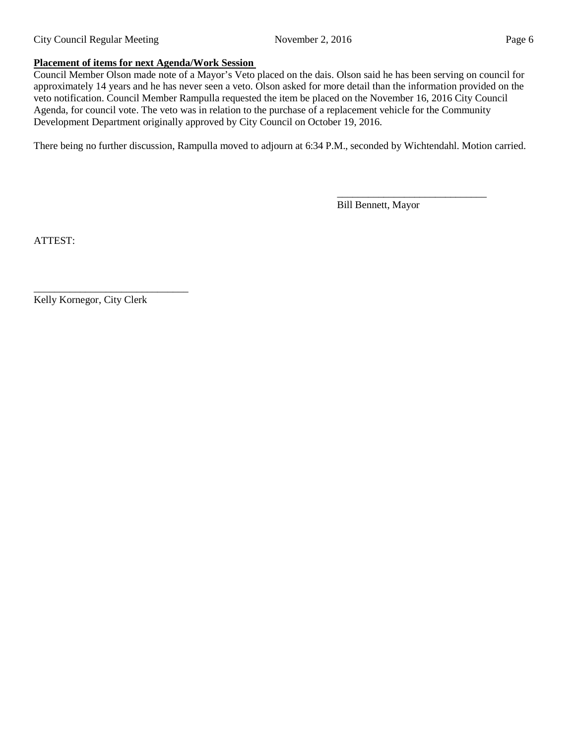**Placement of items for next Agenda/Work Session**

Council Member Olson made note of a Mayor's Veto placed on the dais. Olson said he has been serving on council for approximately 14 years and he has never seen a veto. Olson asked for more detail than the information provided on the veto notification. Council Member Rampulla requested the item be placed on the November 16, 2016 City Council Agenda, for council vote. The veto was in relation to the purchase of a replacement vehicle for the Community Development Department originally approved by City Council on October 19, 2016.

There being no further discussion, Rampulla moved to adjourn at 6:34 P.M., seconded by Wichtendahl. Motion carried.

_____________________________
Bill Bennett, Mayor

ATTEST:

_____________________________
Kelly Kornegor, City Clerk